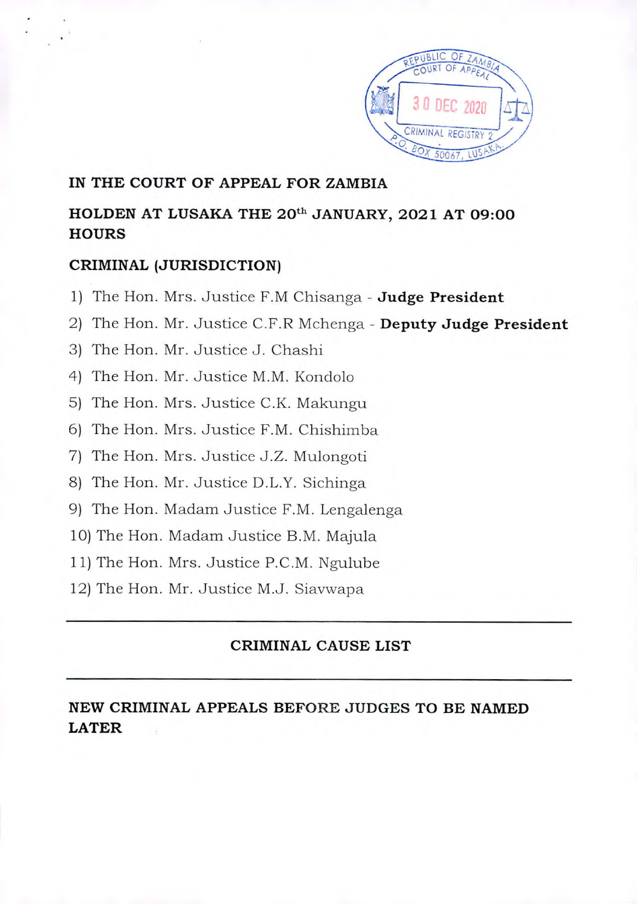REPUBLIC OF ZAMBIA
COURT OF APPEAL
30 DEC 2020
CRIMINAL REGISTRY 2
P.O. BOX 50067, LUSAKA

**IN THE COURT OF APPEAL FOR ZAMBIA**

**HOLDEN AT LUSAKA THE 20th JANUARY, 2021 AT 09:00 HOURS**

**CRIMINAL (JURISDICTION)**

1) The Hon. Mrs. Justice F.M Chisanga - **Judge President**
2) The Hon. Mr. Justice C.F.R Mchenga - **Deputy Judge President**
3) The Hon. Mr. Justice J. Chashi
4) The Hon. Mr. Justice M.M. Kondolo
5) The Hon. Mrs. Justice C.K. Makungu
6) The Hon. Mrs. Justice F.M. Chishimba
7) The Hon. Mrs. Justice J.Z. Mulongoti
8) The Hon. Mr. Justice D.L.Y. Sichinga
9) The Hon. Madam Justice F.M. Lengalenga
10) The Hon. Madam Justice B.M. Majula
11) The Hon. Mrs. Justice P.C.M. Ngulube
12) The Hon. Mr. Justice M.J. Siavwapa

---

**CRIMINAL CAUSE LIST**

---

**NEW CRIMINAL APPEALS BEFORE JUDGES TO BE NAMED LATER**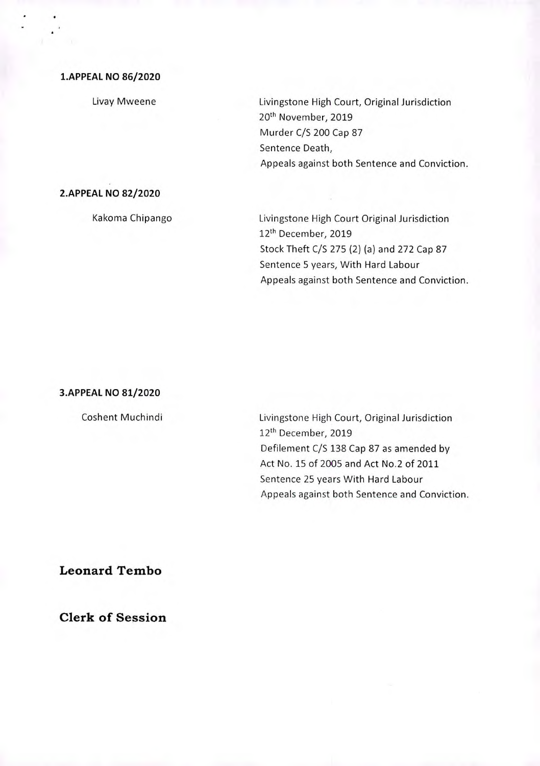**1.APPEAL NO 86/2020**

Livay Mweene

Livingstone High Court, Original Jurisdiction
20th November, 2019
Murder C/S 200 Cap 87
Sentence Death,
Appeals against both Sentence and Conviction.

**2.APPEAL NO 82/2020**

Kakoma Chipango

Livingstone High Court Original Jurisdiction
12th December, 2019
Stock Theft C/S 275 (2) (a) and 272 Cap 87
Sentence 5 years, With Hard Labour
Appeals against both Sentence and Conviction.

**3.APPEAL NO 81/2020**

Coshent Muchindi

Livingstone High Court, Original Jurisdiction
12th December, 2019
Defilement C/S 138 Cap 87 as amended by
Act No. 15 of 2005 and Act No.2 of 2011
Sentence 25 years With Hard Labour
Appeals against both Sentence and Conviction.

**Leonard Tembo**

**Clerk of Session**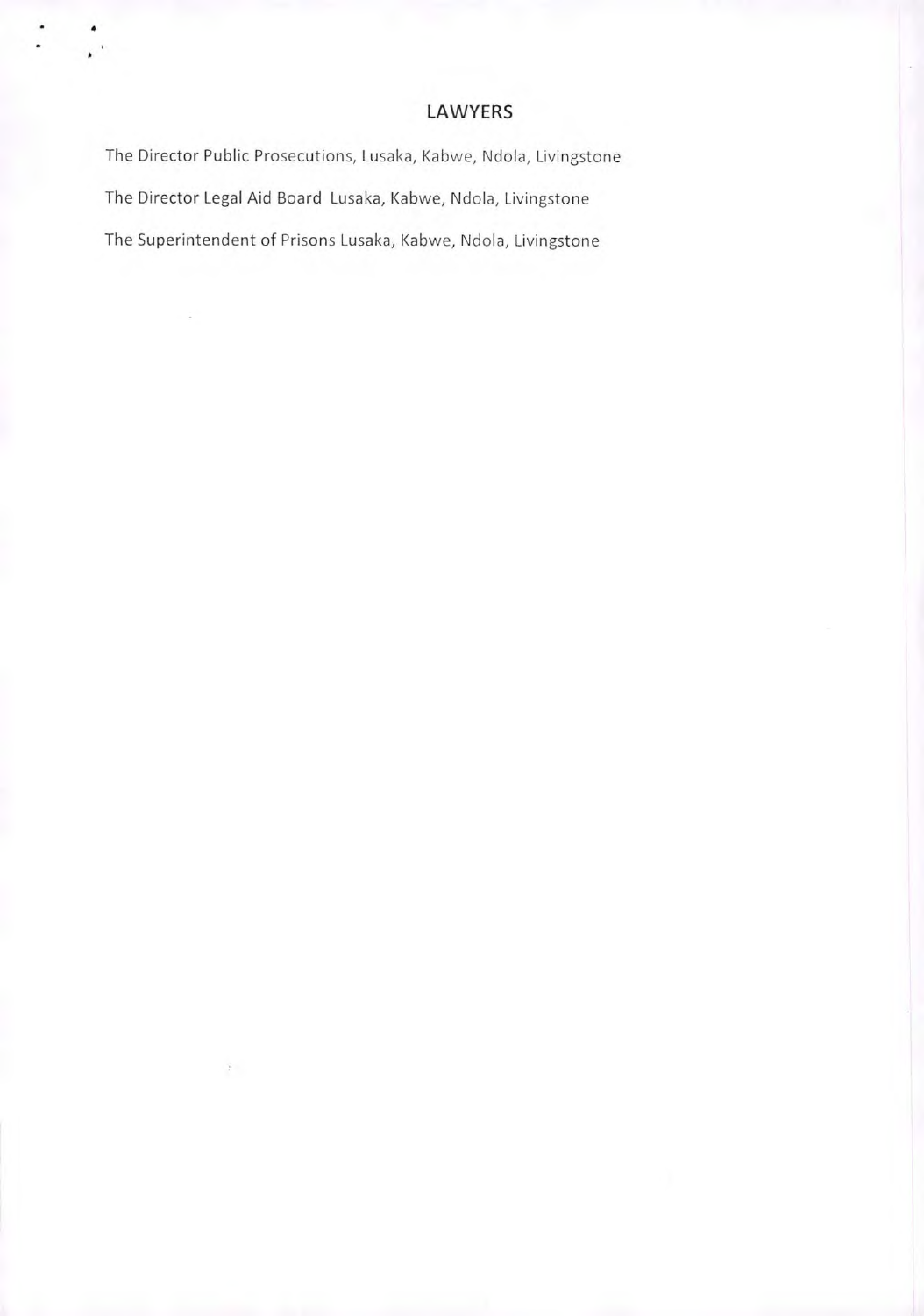## LAWYERS

The Director Public Prosecutions, Lusaka, Kabwe, Ndola, Livingstone

The Director Legal Aid Board Lusaka, Kabwe, Ndola, Livingstone

The Superintendent of Prisons Lusaka, Kabwe, Ndola, Livingstone